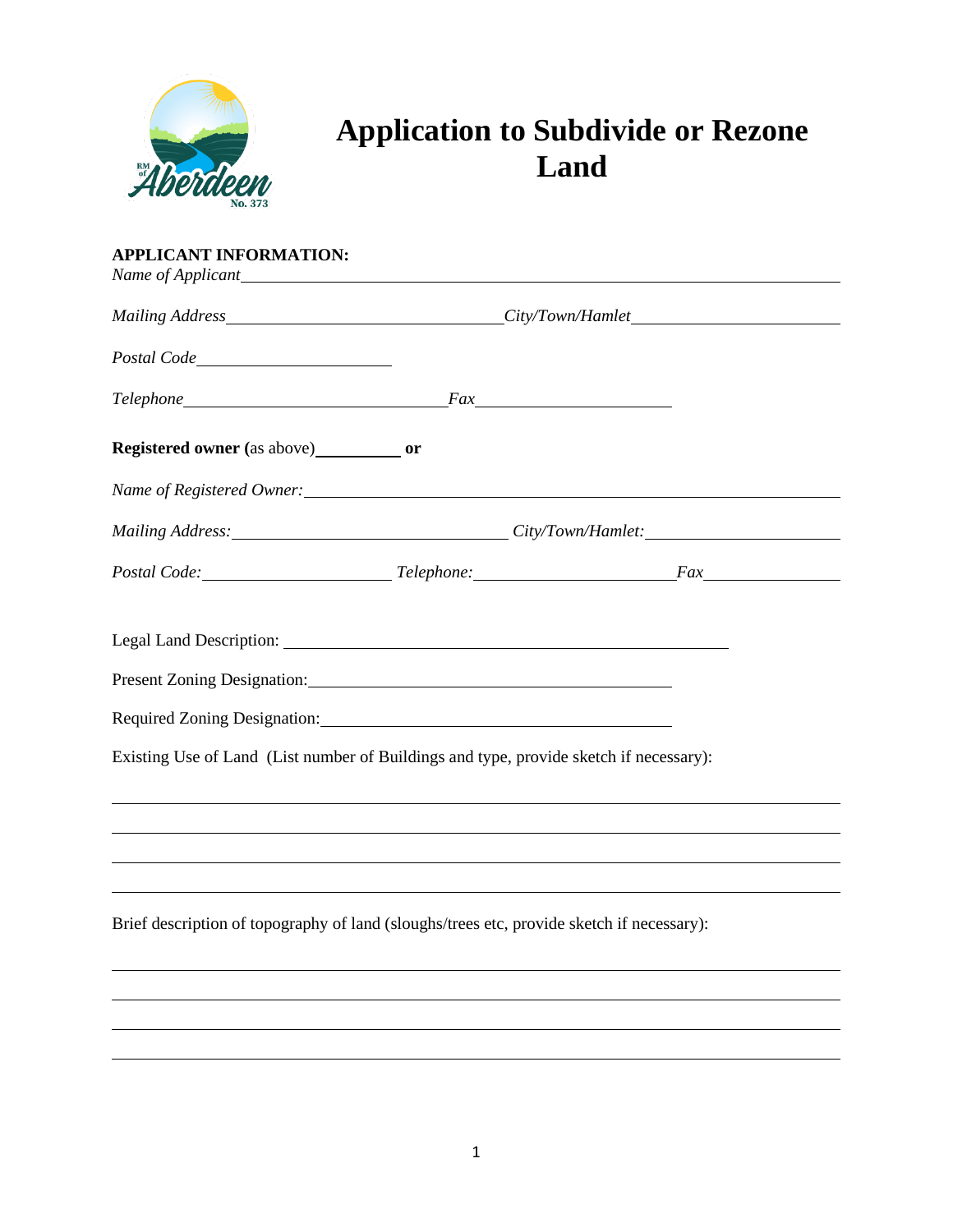# Application to Subdivide or Rezone Land

**APPLICANT INFORMATION:**

*Name of Applicant*\_\_\_\_\_\_\_\_\_\_\_\_\_\_\_\_\_\_\_\_\_\_\_\_\_\_\_\_\_\_\_\_\_\_\_\_\_\_\_\_

*Mailing Address*\_\_\_\_\_\_\_\_\_\_\_\_\_\_\_\_\_\_\_\_ *City/Town/Hamlet*\_\_\_\_\_\_\_\_\_\_\_\_\_\_\_\_

*Postal Code*\_\_\_\_\_\_\_\_\_\_\_\_\_\_\_\_

*Telephone*\_\_\_\_\_\_\_\_\_\_\_\_\_\_\_\_\_\_\_\_ *Fax*\_\_\_\_\_\_\_\_\_\_\_\_\_\_\_\_

**Registered owner (**as above)\_\_\_\_\_\_\_\_ **or**

*Name of Registered Owner:*\_\_\_\_\_\_\_\_\_\_\_\_\_\_\_\_\_\_\_\_\_\_\_\_\_\_\_\_\_\_\_\_\_\_\_\_

*Mailing Address:*\_\_\_\_\_\_\_\_\_\_\_\_\_\_\_\_\_\_\_\_ *City/Town/Hamlet:*\_\_\_\_\_\_\_\_\_\_\_\_\_\_\_\_

*Postal Code:*\_\_\_\_\_\_\_\_\_\_\_\_\_\_\_\_ *Telephone:*\_\_\_\_\_\_\_\_\_\_\_\_\_\_\_\_ *Fax*\_\_\_\_\_\_\_\_\_\_\_\_

Legal Land Description: \_\_\_\_\_\_\_\_\_\_\_\_\_\_\_\_\_\_\_\_\_\_\_\_\_\_\_\_\_\_\_\_\_\_\_\_

Present Zoning Designation:\_\_\_\_\_\_\_\_\_\_\_\_\_\_\_\_\_\_\_\_\_\_\_\_\_\_\_\_\_\_

Required Zoning Designation:\_\_\_\_\_\_\_\_\_\_\_\_\_\_\_\_\_\_\_\_\_\_\_\_\_\_\_\_\_\_

Existing Use of Land (List number of Buildings and type, provide sketch if necessary):

\_\_\_\_\_\_\_\_\_\_\_\_\_\_\_\_\_\_\_\_\_\_\_\_\_\_\_\_\_\_\_\_\_\_\_\_\_\_\_\_\_\_\_\_\_\_\_\_\_\_\_\_\_\_\_\_\_\_

\_\_\_\_\_\_\_\_\_\_\_\_\_\_\_\_\_\_\_\_\_\_\_\_\_\_\_\_\_\_\_\_\_\_\_\_\_\_\_\_\_\_\_\_\_\_\_\_\_\_\_\_\_\_\_\_\_\_

\_\_\_\_\_\_\_\_\_\_\_\_\_\_\_\_\_\_\_\_\_\_\_\_\_\_\_\_\_\_\_\_\_\_\_\_\_\_\_\_\_\_\_\_\_\_\_\_\_\_\_\_\_\_\_\_\_\_

\_\_\_\_\_\_\_\_\_\_\_\_\_\_\_\_\_\_\_\_\_\_\_\_\_\_\_\_\_\_\_\_\_\_\_\_\_\_\_\_\_\_\_\_\_\_\_\_\_\_\_\_\_\_\_\_\_\_

Brief description of topography of land (sloughs/trees etc, provide sketch if necessary):

\_\_\_\_\_\_\_\_\_\_\_\_\_\_\_\_\_\_\_\_\_\_\_\_\_\_\_\_\_\_\_\_\_\_\_\_\_\_\_\_\_\_\_\_\_\_\_\_\_\_\_\_\_\_\_\_\_\_

\_\_\_\_\_\_\_\_\_\_\_\_\_\_\_\_\_\_\_\_\_\_\_\_\_\_\_\_\_\_\_\_\_\_\_\_\_\_\_\_\_\_\_\_\_\_\_\_\_\_\_\_\_\_\_\_\_\_

\_\_\_\_\_\_\_\_\_\_\_\_\_\_\_\_\_\_\_\_\_\_\_\_\_\_\_\_\_\_\_\_\_\_\_\_\_\_\_\_\_\_\_\_\_\_\_\_\_\_\_\_\_\_\_\_\_\_

\_\_\_\_\_\_\_\_\_\_\_\_\_\_\_\_\_\_\_\_\_\_\_\_\_\_\_\_\_\_\_\_\_\_\_\_\_\_\_\_\_\_\_\_\_\_\_\_\_\_\_\_\_\_\_\_\_\_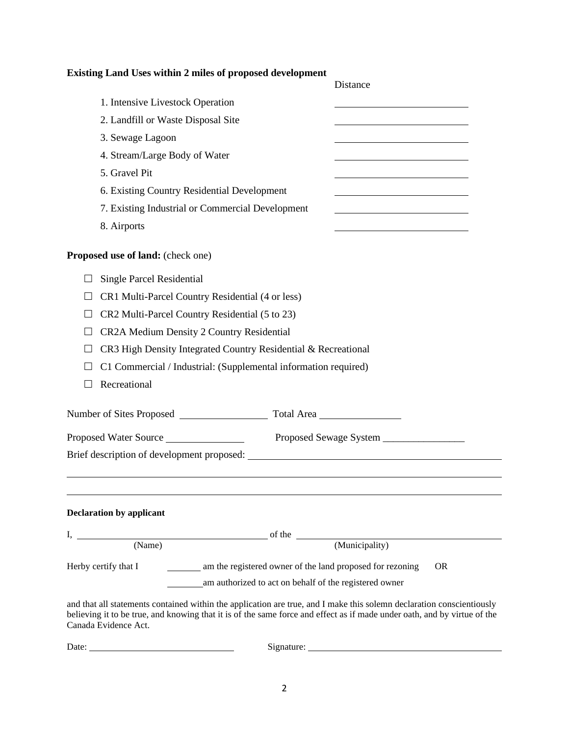**Existing Land Uses within 2 miles of proposed development**

| | Distance |
|---|---|
| 1. Intensive Livestock Operation | |
| 2. Landfill or Waste Disposal Site | |
| 3. Sewage Lagoon | |
| 4. Stream/Large Body of Water | |
| 5. Gravel Pit | |
| 6. Existing Country Residential Development | |
| 7. Existing Industrial or Commercial Development | |
| 8. Airports | |

**Proposed use of land:** (check one)

- ☐ Single Parcel Residential
- ☐ CR1 Multi-Parcel Country Residential (4 or less)
- ☐ CR2 Multi-Parcel Country Residential (5 to 23)
- ☐ CR2A Medium Density 2 Country Residential
- ☐ CR3 High Density Integrated Country Residential & Recreational
- ☐ C1 Commercial / Industrial: (Supplemental information required)
- ☐ Recreational

Number of Sites Proposed ________________ Total Area ________________

Proposed Water Source ________________ Proposed Sewage System ________________

Brief description of development proposed: ______________________________________________

______________________________________________________________________________

______________________________________________________________________________

**Declaration by applicant**

I, ________________________________ of the ________________________________
(Name) (Municipality)

Herby certify that I _______ am the registered owner of the land proposed for rezoning OR

_______ am authorized to act on behalf of the registered owner

and that all statements contained within the application are true, and I make this solemn declaration conscientiously believing it to be true, and knowing that it is of the same force and effect as if made under oath, and by virtue of the Canada Evidence Act.

Date: ____________________________ Signature: ________________________________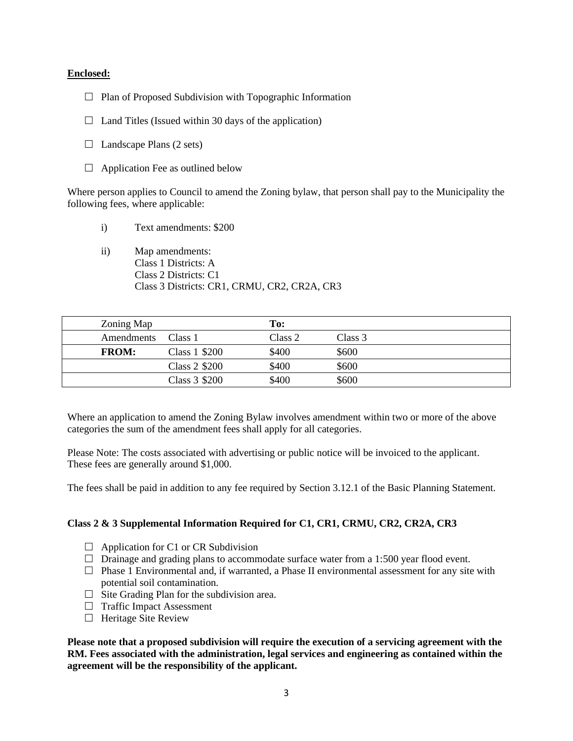**Enclosed:**

- ☐ Plan of Proposed Subdivision with Topographic Information
- ☐ Land Titles (Issued within 30 days of the application)
- ☐ Landscape Plans (2 sets)
- ☐ Application Fee as outlined below

Where person applies to Council to amend the Zoning bylaw, that person shall pay to the Municipality the following fees, where applicable:

i) Text amendments: $200

ii) Map amendments:
Class 1 Districts: A
Class 2 Districts: C1
Class 3 Districts: CR1, CRMU, CR2, CR2A, CR3

| Zoning Map | | To: | |
|---|---|---|---|
| Amendments | Class 1 | Class 2 | Class 3 |
| **FROM:** | Class 1 $200 | $400 | $600 |
| | Class 2 $200 | $400 | $600 |
| | Class 3 $200 | $400 | $600 |

Where an application to amend the Zoning Bylaw involves amendment within two or more of the above categories the sum of the amendment fees shall apply for all categories.

Please Note: The costs associated with advertising or public notice will be invoiced to the applicant. These fees are generally around $1,000.

The fees shall be paid in addition to any fee required by Section 3.12.1 of the Basic Planning Statement.

**Class 2 & 3 Supplemental Information Required for C1, CR1, CRMU, CR2, CR2A, CR3**

- ☐ Application for C1 or CR Subdivision
- ☐ Drainage and grading plans to accommodate surface water from a 1:500 year flood event.
- ☐ Phase 1 Environmental and, if warranted, a Phase II environmental assessment for any site with potential soil contamination.
- ☐ Site Grading Plan for the subdivision area.
- ☐ Traffic Impact Assessment
- ☐ Heritage Site Review

**Please note that a proposed subdivision will require the execution of a servicing agreement with the RM. Fees associated with the administration, legal services and engineering as contained within the agreement will be the responsibility of the applicant.**